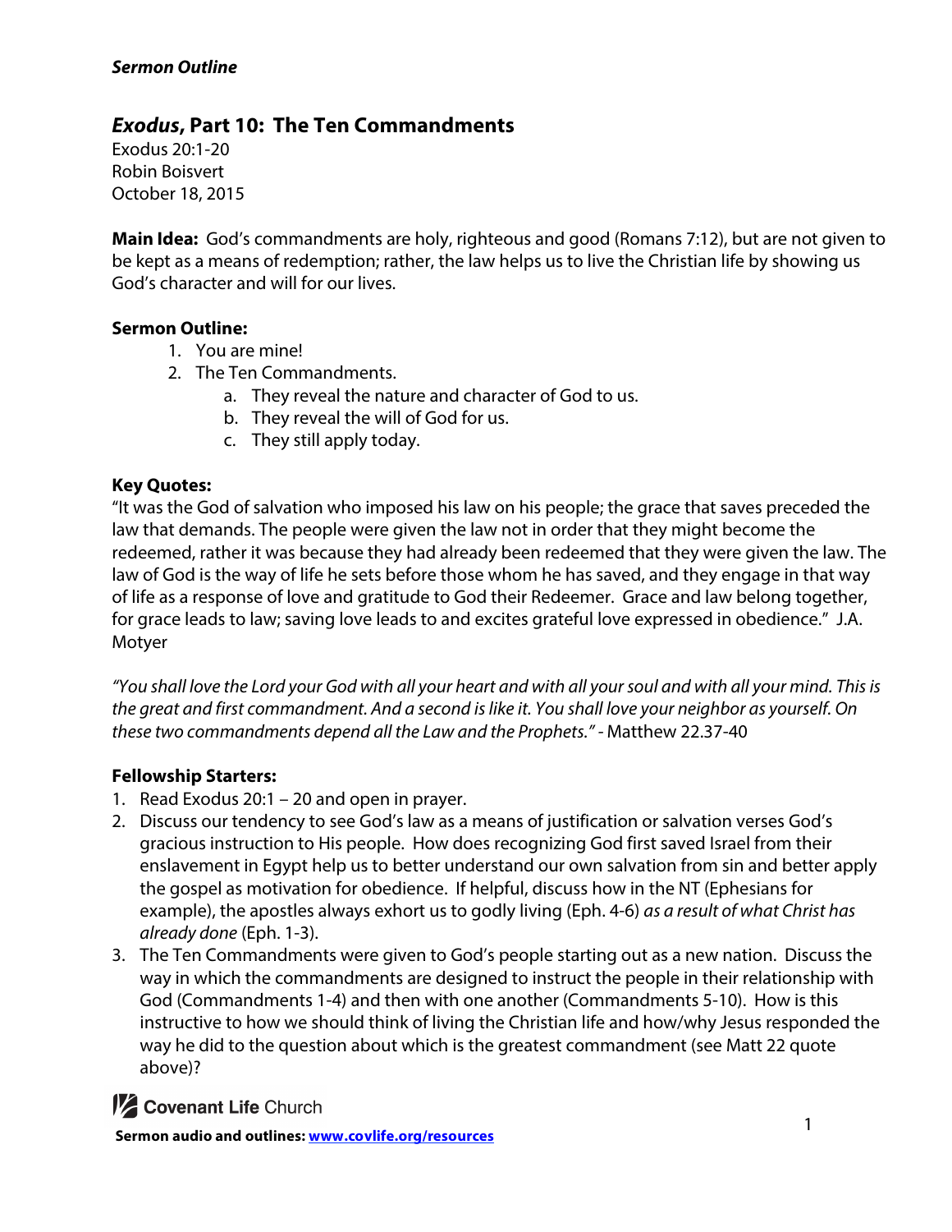***Sermon Outline***

## ***Exodus*, Part 10: The Ten Commandments**

Exodus 20:1-20
Robin Boisvert
October 18, 2015

**Main Idea:** God's commandments are holy, righteous and good (Romans 7:12), but are not given to be kept as a means of redemption; rather, the law helps us to live the Christian life by showing us God's character and will for our lives.

**Sermon Outline:**

1. You are mine!
2. The Ten Commandments.
   a. They reveal the nature and character of God to us.
   b. They reveal the will of God for us.
   c. They still apply today.

**Key Quotes:**

"It was the God of salvation who imposed his law on his people; the grace that saves preceded the law that demands. The people were given the law not in order that they might become the redeemed, rather it was because they had already been redeemed that they were given the law. The law of God is the way of life he sets before those whom he has saved, and they engage in that way of life as a response of love and gratitude to God their Redeemer. Grace and law belong together, for grace leads to law; saving love leads to and excites grateful love expressed in obedience." J.A. Motyer

*"You shall love the Lord your God with all your heart and with all your soul and with all your mind. This is the great and first commandment. And a second is like it. You shall love your neighbor as yourself. On these two commandments depend all the Law and the Prophets."* - Matthew 22.37-40

**Fellowship Starters:**

1. Read Exodus 20:1 – 20 and open in prayer.
2. Discuss our tendency to see God's law as a means of justification or salvation verses God's gracious instruction to His people. How does recognizing God first saved Israel from their enslavement in Egypt help us to better understand our own salvation from sin and better apply the gospel as motivation for obedience. If helpful, discuss how in the NT (Ephesians for example), the apostles always exhort us to godly living (Eph. 4-6) *as a result of what Christ has already done* (Eph. 1-3).
3. The Ten Commandments were given to God's people starting out as a new nation. Discuss the way in which the commandments are designed to instruct the people in their relationship with God (Commandments 1-4) and then with one another (Commandments 5-10). How is this instructive to how we should think of living the Christian life and how/why Jesus responded the way he did to the question about which is the greatest commandment (see Matt 22 quote above)?

Covenant Life Church

**Sermon audio and outlines: www.covlife.org/resources**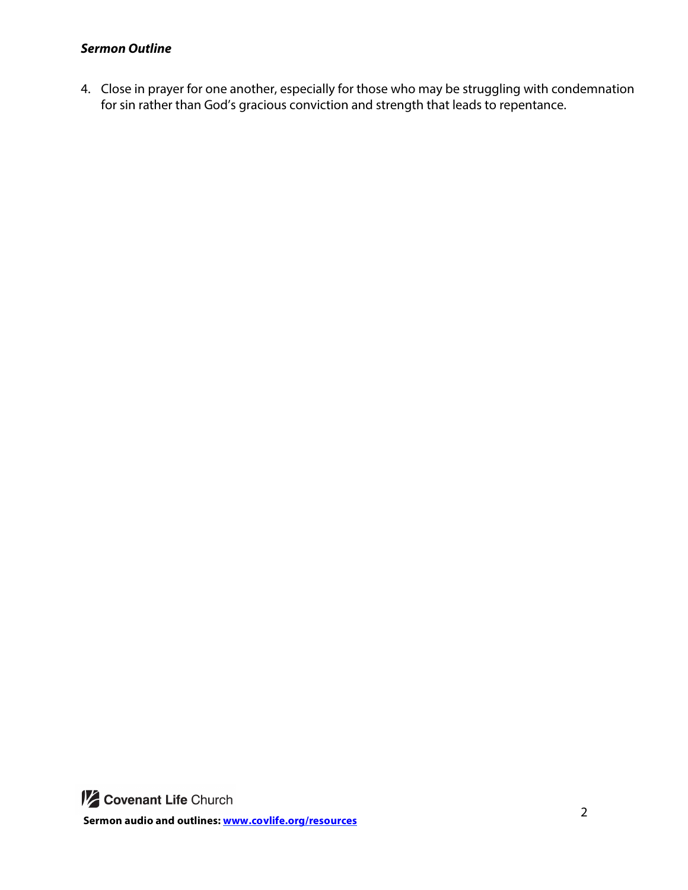4. Close in prayer for one another, especially for those who may be struggling with condemnation for sin rather than God's gracious conviction and strength that leads to repentance.